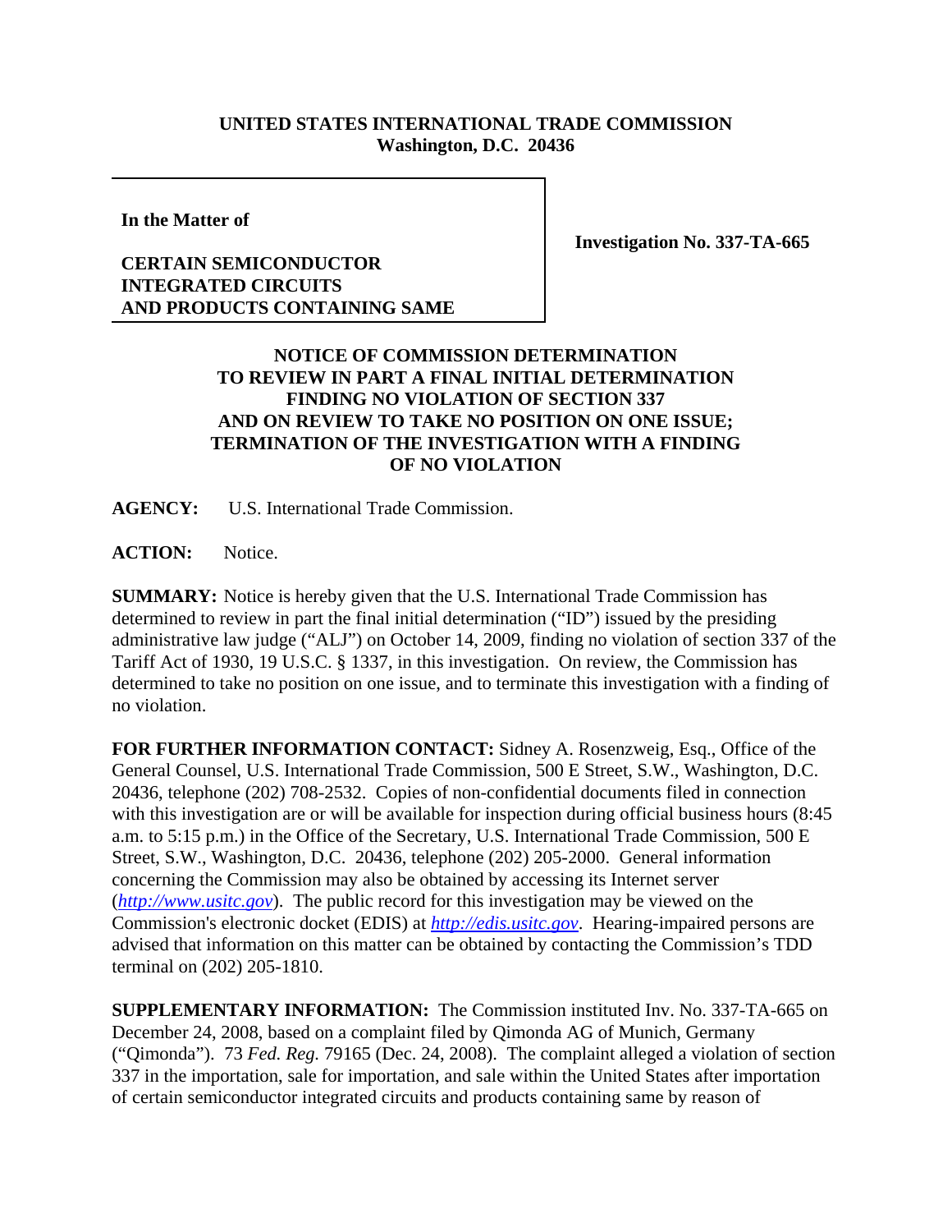**UNITED STATES INTERNATIONAL TRADE COMMISSION**
**Washington, D.C. 20436**

**In the Matter of**

**CERTAIN SEMICONDUCTOR INTEGRATED CIRCUITS AND PRODUCTS CONTAINING SAME**

**Investigation No. 337-TA-665**

**NOTICE OF COMMISSION DETERMINATION TO REVIEW IN PART A FINAL INITIAL DETERMINATION FINDING NO VIOLATION OF SECTION 337 AND ON REVIEW TO TAKE NO POSITION ON ONE ISSUE; TERMINATION OF THE INVESTIGATION WITH A FINDING OF NO VIOLATION**

**AGENCY:** U.S. International Trade Commission.

**ACTION:** Notice.

**SUMMARY:** Notice is hereby given that the U.S. International Trade Commission has determined to review in part the final initial determination ("ID") issued by the presiding administrative law judge ("ALJ") on October 14, 2009, finding no violation of section 337 of the Tariff Act of 1930, 19 U.S.C. § 1337, in this investigation. On review, the Commission has determined to take no position on one issue, and to terminate this investigation with a finding of no violation.

**FOR FURTHER INFORMATION CONTACT:** Sidney A. Rosenzweig, Esq., Office of the General Counsel, U.S. International Trade Commission, 500 E Street, S.W., Washington, D.C. 20436, telephone (202) 708-2532. Copies of non-confidential documents filed in connection with this investigation are or will be available for inspection during official business hours (8:45 a.m. to 5:15 p.m.) in the Office of the Secretary, U.S. International Trade Commission, 500 E Street, S.W., Washington, D.C. 20436, telephone (202) 205-2000. General information concerning the Commission may also be obtained by accessing its Internet server (*http://www.usitc.gov*). The public record for this investigation may be viewed on the Commission's electronic docket (EDIS) at *http://edis.usitc.gov*. Hearing-impaired persons are advised that information on this matter can be obtained by contacting the Commission's TDD terminal on (202) 205-1810.

**SUPPLEMENTARY INFORMATION:** The Commission instituted Inv. No. 337-TA-665 on December 24, 2008, based on a complaint filed by Qimonda AG of Munich, Germany ("Qimonda"). 73 *Fed. Reg.* 79165 (Dec. 24, 2008). The complaint alleged a violation of section 337 in the importation, sale for importation, and sale within the United States after importation of certain semiconductor integrated circuits and products containing same by reason of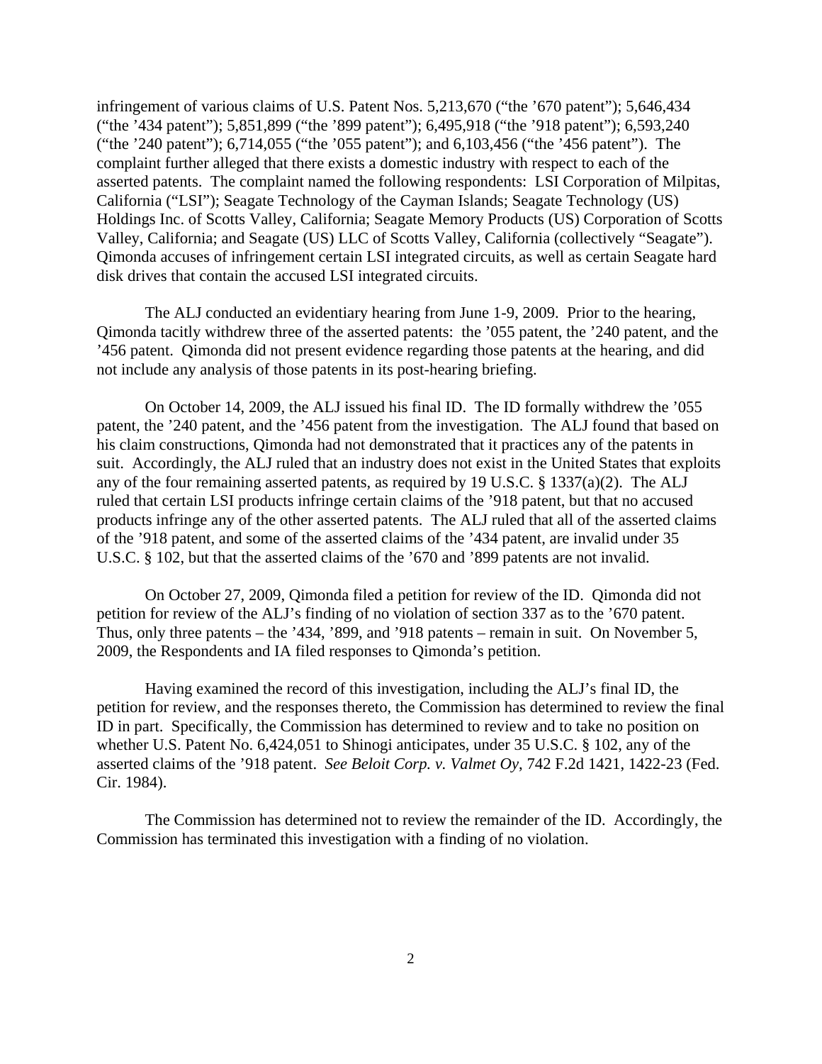infringement of various claims of U.S. Patent Nos. 5,213,670 ("the '670 patent"); 5,646,434 ("the '434 patent"); 5,851,899 ("the '899 patent"); 6,495,918 ("the '918 patent"); 6,593,240 ("the '240 patent"); 6,714,055 ("the '055 patent"); and 6,103,456 ("the '456 patent"). The complaint further alleged that there exists a domestic industry with respect to each of the asserted patents. The complaint named the following respondents: LSI Corporation of Milpitas, California ("LSI"); Seagate Technology of the Cayman Islands; Seagate Technology (US) Holdings Inc. of Scotts Valley, California; Seagate Memory Products (US) Corporation of Scotts Valley, California; and Seagate (US) LLC of Scotts Valley, California (collectively "Seagate"). Qimonda accuses of infringement certain LSI integrated circuits, as well as certain Seagate hard disk drives that contain the accused LSI integrated circuits.

The ALJ conducted an evidentiary hearing from June 1-9, 2009. Prior to the hearing, Qimonda tacitly withdrew three of the asserted patents: the '055 patent, the '240 patent, and the '456 patent. Qimonda did not present evidence regarding those patents at the hearing, and did not include any analysis of those patents in its post-hearing briefing.

On October 14, 2009, the ALJ issued his final ID. The ID formally withdrew the '055 patent, the '240 patent, and the '456 patent from the investigation. The ALJ found that based on his claim constructions, Qimonda had not demonstrated that it practices any of the patents in suit. Accordingly, the ALJ ruled that an industry does not exist in the United States that exploits any of the four remaining asserted patents, as required by 19 U.S.C. § 1337(a)(2). The ALJ ruled that certain LSI products infringe certain claims of the '918 patent, but that no accused products infringe any of the other asserted patents. The ALJ ruled that all of the asserted claims of the '918 patent, and some of the asserted claims of the '434 patent, are invalid under 35 U.S.C. § 102, but that the asserted claims of the '670 and '899 patents are not invalid.

On October 27, 2009, Qimonda filed a petition for review of the ID. Qimonda did not petition for review of the ALJ's finding of no violation of section 337 as to the '670 patent. Thus, only three patents – the '434, '899, and '918 patents – remain in suit. On November 5, 2009, the Respondents and IA filed responses to Qimonda's petition.

Having examined the record of this investigation, including the ALJ's final ID, the petition for review, and the responses thereto, the Commission has determined to review the final ID in part. Specifically, the Commission has determined to review and to take no position on whether U.S. Patent No. 6,424,051 to Shinogi anticipates, under 35 U.S.C. § 102, any of the asserted claims of the '918 patent. *See Beloit Corp. v. Valmet Oy*, 742 F.2d 1421, 1422-23 (Fed. Cir. 1984).

The Commission has determined not to review the remainder of the ID. Accordingly, the Commission has terminated this investigation with a finding of no violation.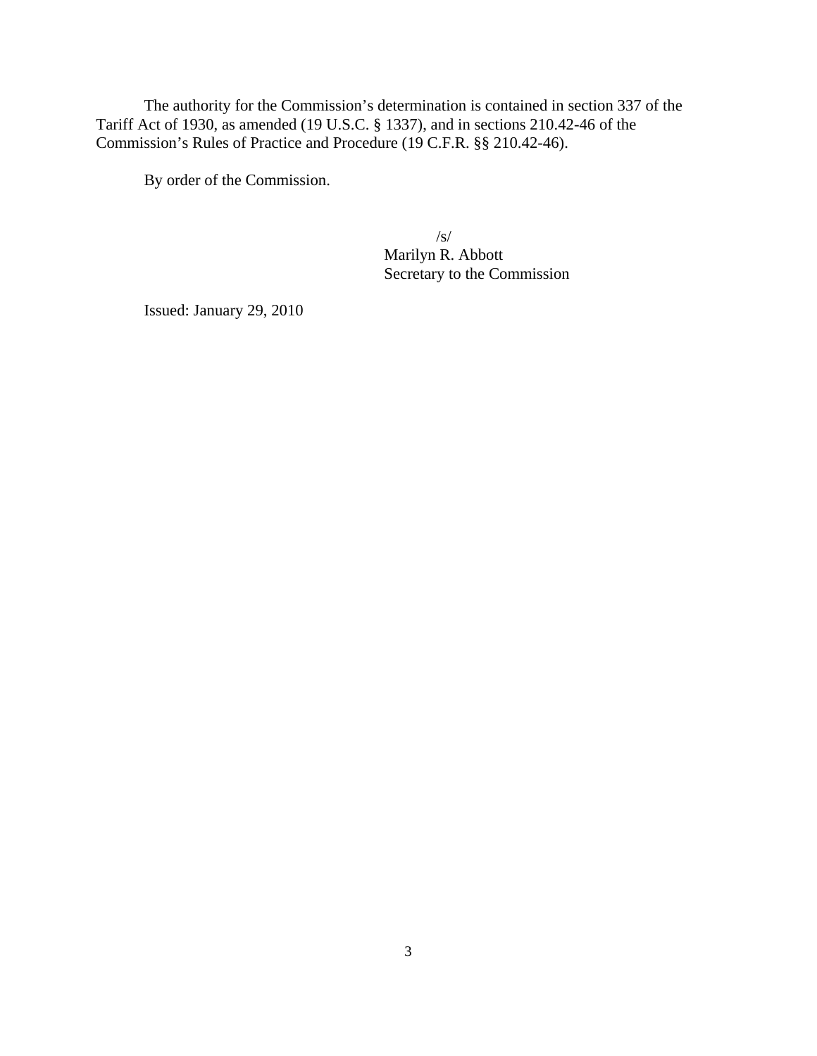The authority for the Commission's determination is contained in section 337 of the Tariff Act of 1930, as amended (19 U.S.C. § 1337), and in sections 210.42-46 of the Commission's Rules of Practice and Procedure (19 C.F.R. §§ 210.42-46).

By order of the Commission.

/s/
Marilyn R. Abbott
Secretary to the Commission

Issued: January 29, 2010